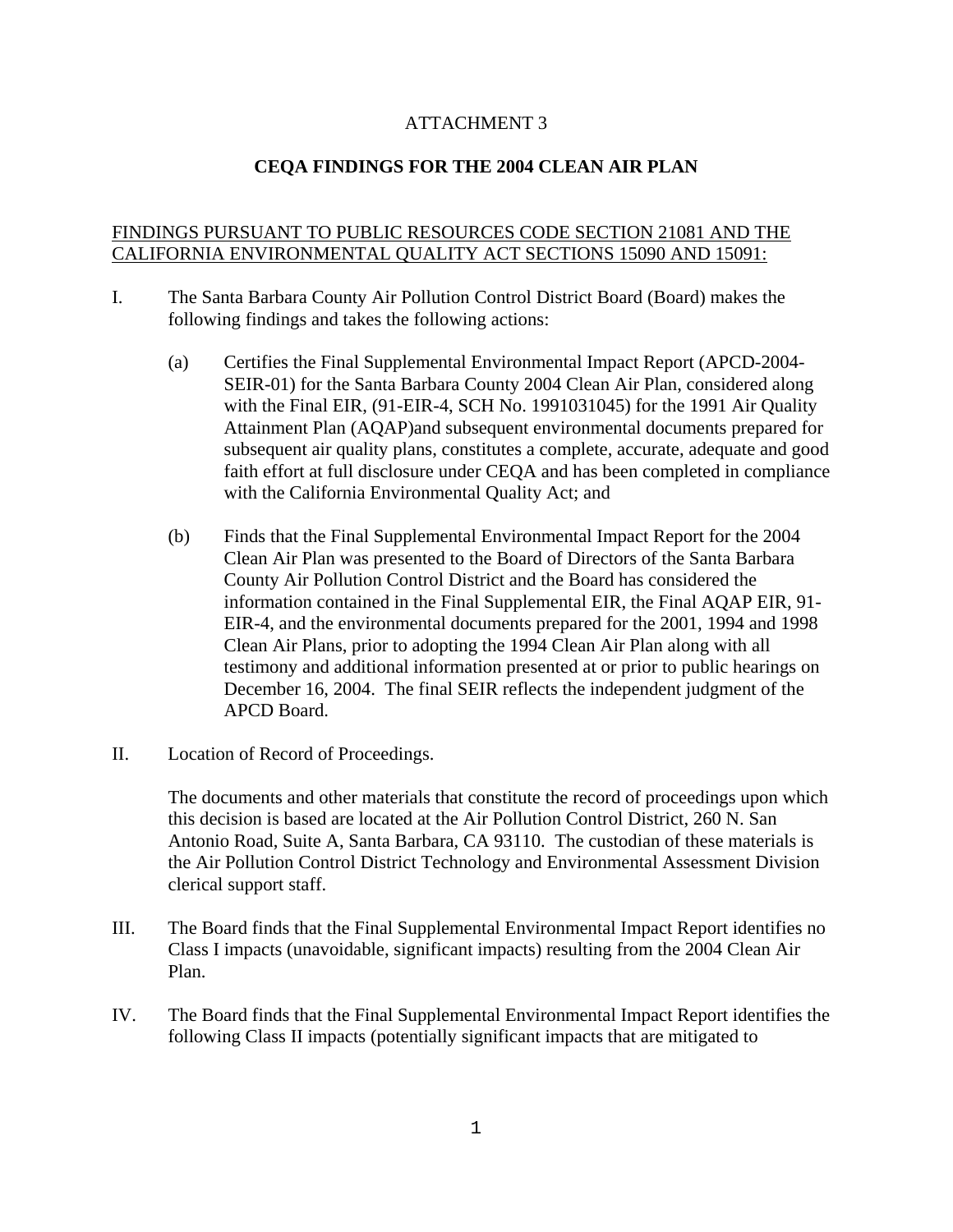ATTACHMENT 3

**CEQA FINDINGS FOR THE 2004 CLEAN AIR PLAN**

FINDINGS PURSUANT TO PUBLIC RESOURCES CODE SECTION 21081 AND THE CALIFORNIA ENVIRONMENTAL QUALITY ACT SECTIONS 15090 AND 15091:

I. The Santa Barbara County Air Pollution Control District Board (Board) makes the following findings and takes the following actions:

   (a) Certifies the Final Supplemental Environmental Impact Report (APCD-2004-SEIR-01) for the Santa Barbara County 2004 Clean Air Plan, considered along with the Final EIR, (91-EIR-4, SCH No. 1991031045) for the 1991 Air Quality Attainment Plan (AQAP)and subsequent environmental documents prepared for subsequent air quality plans, constitutes a complete, accurate, adequate and good faith effort at full disclosure under CEQA and has been completed in compliance with the California Environmental Quality Act; and

   (b) Finds that the Final Supplemental Environmental Impact Report for the 2004 Clean Air Plan was presented to the Board of Directors of the Santa Barbara County Air Pollution Control District and the Board has considered the information contained in the Final Supplemental EIR, the Final AQAP EIR, 91-EIR-4, and the environmental documents prepared for the 2001, 1994 and 1998 Clean Air Plans, prior to adopting the 1994 Clean Air Plan along with all testimony and additional information presented at or prior to public hearings on December 16, 2004. The final SEIR reflects the independent judgment of the APCD Board.

II. Location of Record of Proceedings.

   The documents and other materials that constitute the record of proceedings upon which this decision is based are located at the Air Pollution Control District, 260 N. San Antonio Road, Suite A, Santa Barbara, CA 93110. The custodian of these materials is the Air Pollution Control District Technology and Environmental Assessment Division clerical support staff.

III. The Board finds that the Final Supplemental Environmental Impact Report identifies no Class I impacts (unavoidable, significant impacts) resulting from the 2004 Clean Air Plan.

IV. The Board finds that the Final Supplemental Environmental Impact Report identifies the following Class II impacts (potentially significant impacts that are mitigated to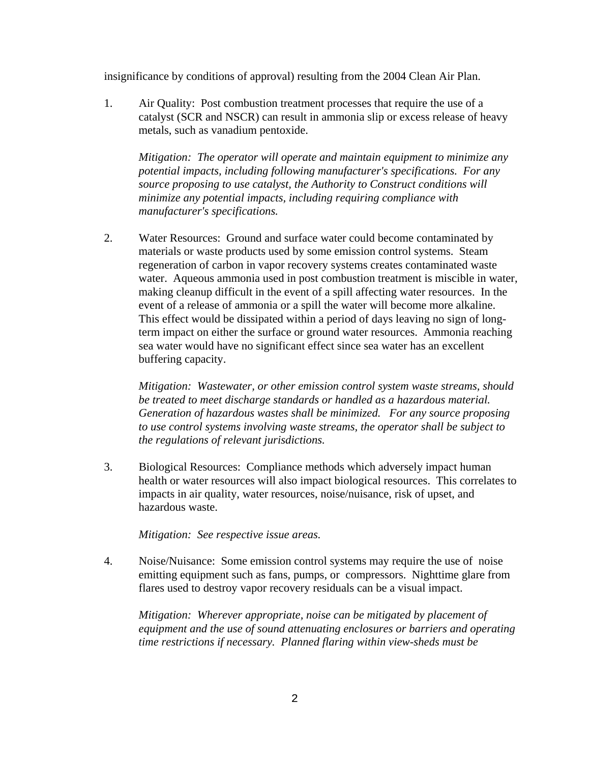insignificance by conditions of approval) resulting from the 2004 Clean Air Plan.

1. Air Quality: Post combustion treatment processes that require the use of a catalyst (SCR and NSCR) can result in ammonia slip or excess release of heavy metals, such as vanadium pentoxide.

   *Mitigation: The operator will operate and maintain equipment to minimize any potential impacts, including following manufacturer's specifications. For any source proposing to use catalyst, the Authority to Construct conditions will minimize any potential impacts, including requiring compliance with manufacturer's specifications.*

2. Water Resources: Ground and surface water could become contaminated by materials or waste products used by some emission control systems. Steam regeneration of carbon in vapor recovery systems creates contaminated waste water. Aqueous ammonia used in post combustion treatment is miscible in water, making cleanup difficult in the event of a spill affecting water resources. In the event of a release of ammonia or a spill the water will become more alkaline. This effect would be dissipated within a period of days leaving no sign of long-term impact on either the surface or ground water resources. Ammonia reaching sea water would have no significant effect since sea water has an excellent buffering capacity.

   *Mitigation: Wastewater, or other emission control system waste streams, should be treated to meet discharge standards or handled as a hazardous material. Generation of hazardous wastes shall be minimized. For any source proposing to use control systems involving waste streams, the operator shall be subject to the regulations of relevant jurisdictions.*

3. Biological Resources: Compliance methods which adversely impact human health or water resources will also impact biological resources. This correlates to impacts in air quality, water resources, noise/nuisance, risk of upset, and hazardous waste.

   *Mitigation: See respective issue areas.*

4. Noise/Nuisance: Some emission control systems may require the use of noise emitting equipment such as fans, pumps, or compressors. Nighttime glare from flares used to destroy vapor recovery residuals can be a visual impact.

   *Mitigation: Wherever appropriate, noise can be mitigated by placement of equipment and the use of sound attenuating enclosures or barriers and operating time restrictions if necessary. Planned flaring within view-sheds must be*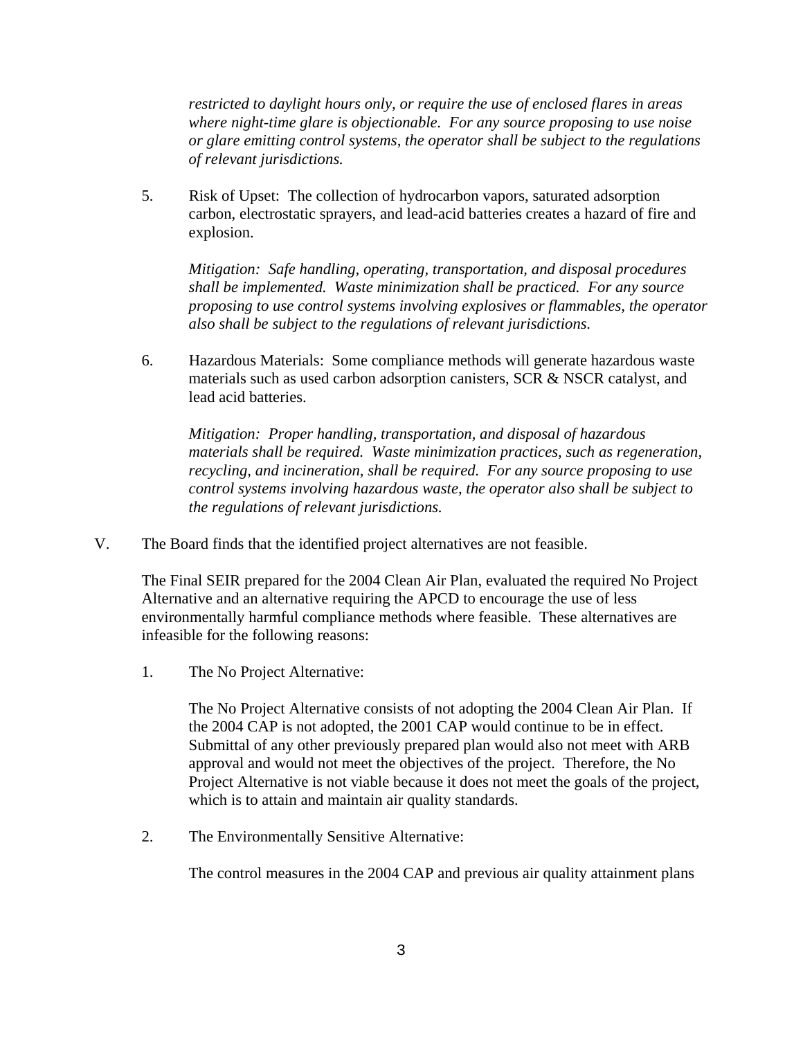*restricted to daylight hours only, or require the use of enclosed flares in areas where night-time glare is objectionable. For any source proposing to use noise or glare emitting control systems, the operator shall be subject to the regulations of relevant jurisdictions.*

5. Risk of Upset: The collection of hydrocarbon vapors, saturated adsorption carbon, electrostatic sprayers, and lead-acid batteries creates a hazard of fire and explosion.

   *Mitigation: Safe handling, operating, transportation, and disposal procedures shall be implemented. Waste minimization shall be practiced. For any source proposing to use control systems involving explosives or flammables, the operator also shall be subject to the regulations of relevant jurisdictions.*

6. Hazardous Materials: Some compliance methods will generate hazardous waste materials such as used carbon adsorption canisters, SCR & NSCR catalyst, and lead acid batteries.

   *Mitigation: Proper handling, transportation, and disposal of hazardous materials shall be required. Waste minimization practices, such as regeneration, recycling, and incineration, shall be required. For any source proposing to use control systems involving hazardous waste, the operator also shall be subject to the regulations of relevant jurisdictions.*

V. The Board finds that the identified project alternatives are not feasible.

The Final SEIR prepared for the 2004 Clean Air Plan, evaluated the required No Project Alternative and an alternative requiring the APCD to encourage the use of less environmentally harmful compliance methods where feasible. These alternatives are infeasible for the following reasons:

1. The No Project Alternative:

   The No Project Alternative consists of not adopting the 2004 Clean Air Plan. If the 2004 CAP is not adopted, the 2001 CAP would continue to be in effect. Submittal of any other previously prepared plan would also not meet with ARB approval and would not meet the objectives of the project. Therefore, the No Project Alternative is not viable because it does not meet the goals of the project, which is to attain and maintain air quality standards.

2. The Environmentally Sensitive Alternative:

   The control measures in the 2004 CAP and previous air quality attainment plans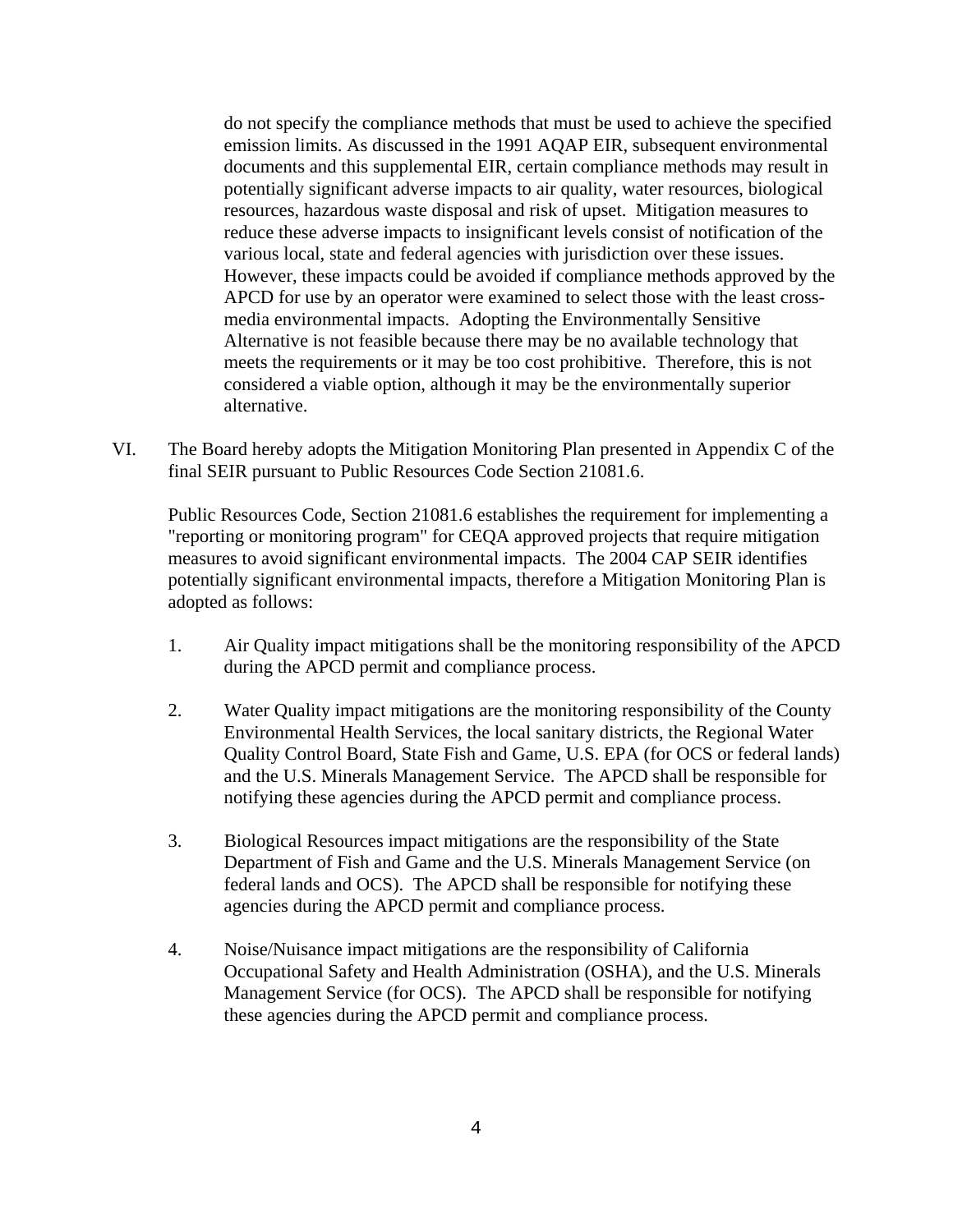do not specify the compliance methods that must be used to achieve the specified emission limits. As discussed in the 1991 AQAP EIR, subsequent environmental documents and this supplemental EIR, certain compliance methods may result in potentially significant adverse impacts to air quality, water resources, biological resources, hazardous waste disposal and risk of upset. Mitigation measures to reduce these adverse impacts to insignificant levels consist of notification of the various local, state and federal agencies with jurisdiction over these issues. However, these impacts could be avoided if compliance methods approved by the APCD for use by an operator were examined to select those with the least cross-media environmental impacts. Adopting the Environmentally Sensitive Alternative is not feasible because there may be no available technology that meets the requirements or it may be too cost prohibitive. Therefore, this is not considered a viable option, although it may be the environmentally superior alternative.

VI. The Board hereby adopts the Mitigation Monitoring Plan presented in Appendix C of the final SEIR pursuant to Public Resources Code Section 21081.6.

Public Resources Code, Section 21081.6 establishes the requirement for implementing a "reporting or monitoring program" for CEQA approved projects that require mitigation measures to avoid significant environmental impacts. The 2004 CAP SEIR identifies potentially significant environmental impacts, therefore a Mitigation Monitoring Plan is adopted as follows:

1. Air Quality impact mitigations shall be the monitoring responsibility of the APCD during the APCD permit and compliance process.

2. Water Quality impact mitigations are the monitoring responsibility of the County Environmental Health Services, the local sanitary districts, the Regional Water Quality Control Board, State Fish and Game, U.S. EPA (for OCS or federal lands) and the U.S. Minerals Management Service. The APCD shall be responsible for notifying these agencies during the APCD permit and compliance process.

3. Biological Resources impact mitigations are the responsibility of the State Department of Fish and Game and the U.S. Minerals Management Service (on federal lands and OCS). The APCD shall be responsible for notifying these agencies during the APCD permit and compliance process.

4. Noise/Nuisance impact mitigations are the responsibility of California Occupational Safety and Health Administration (OSHA), and the U.S. Minerals Management Service (for OCS). The APCD shall be responsible for notifying these agencies during the APCD permit and compliance process.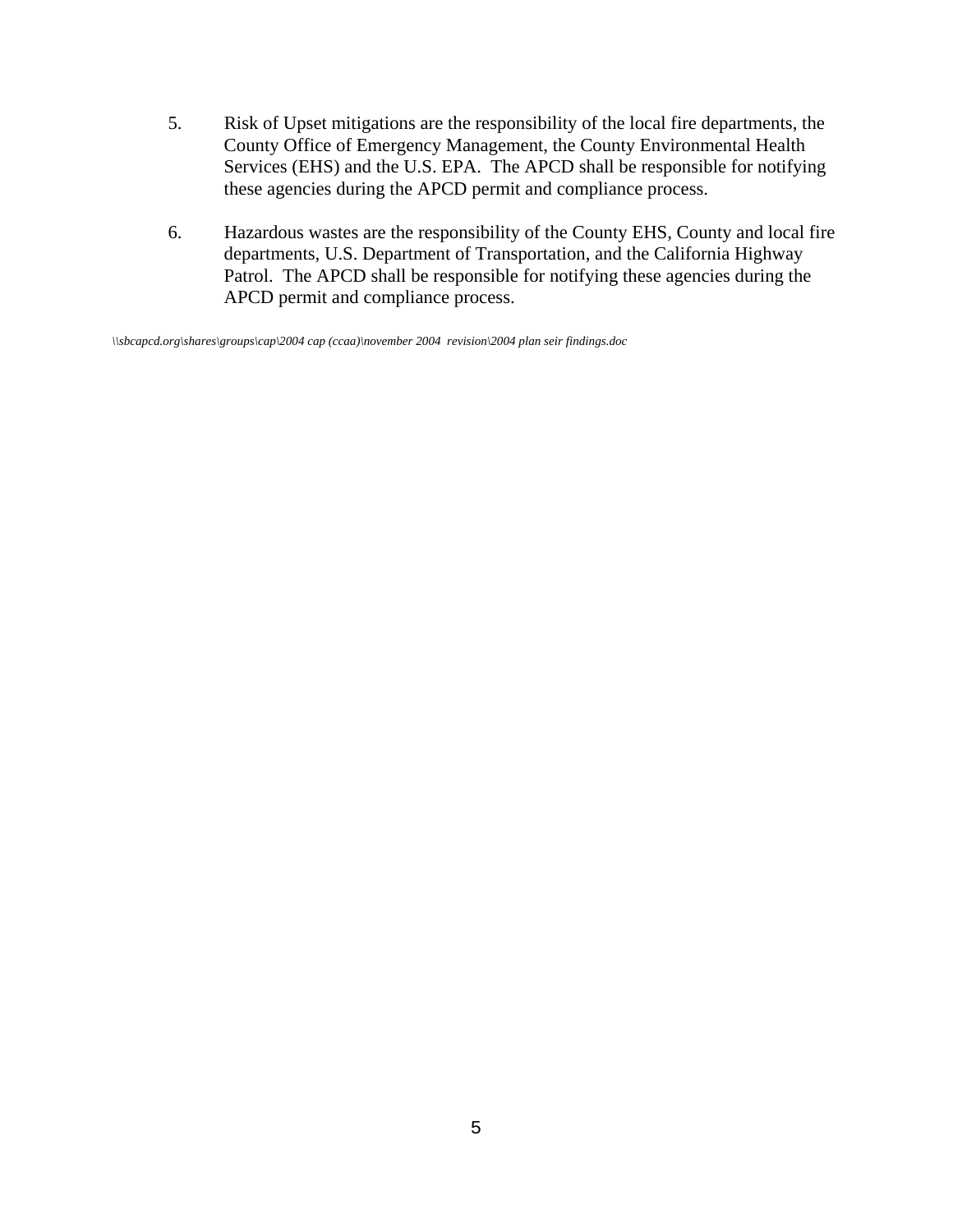5. Risk of Upset mitigations are the responsibility of the local fire departments, the County Office of Emergency Management, the County Environmental Health Services (EHS) and the U.S. EPA. The APCD shall be responsible for notifying these agencies during the APCD permit and compliance process.

6. Hazardous wastes are the responsibility of the County EHS, County and local fire departments, U.S. Department of Transportation, and the California Highway Patrol. The APCD shall be responsible for notifying these agencies during the APCD permit and compliance process.

*\\sbcapcd.org\shares\groups\cap\2004 cap (ccaa)\november 2004 revision\2004 plan seir findings.doc*